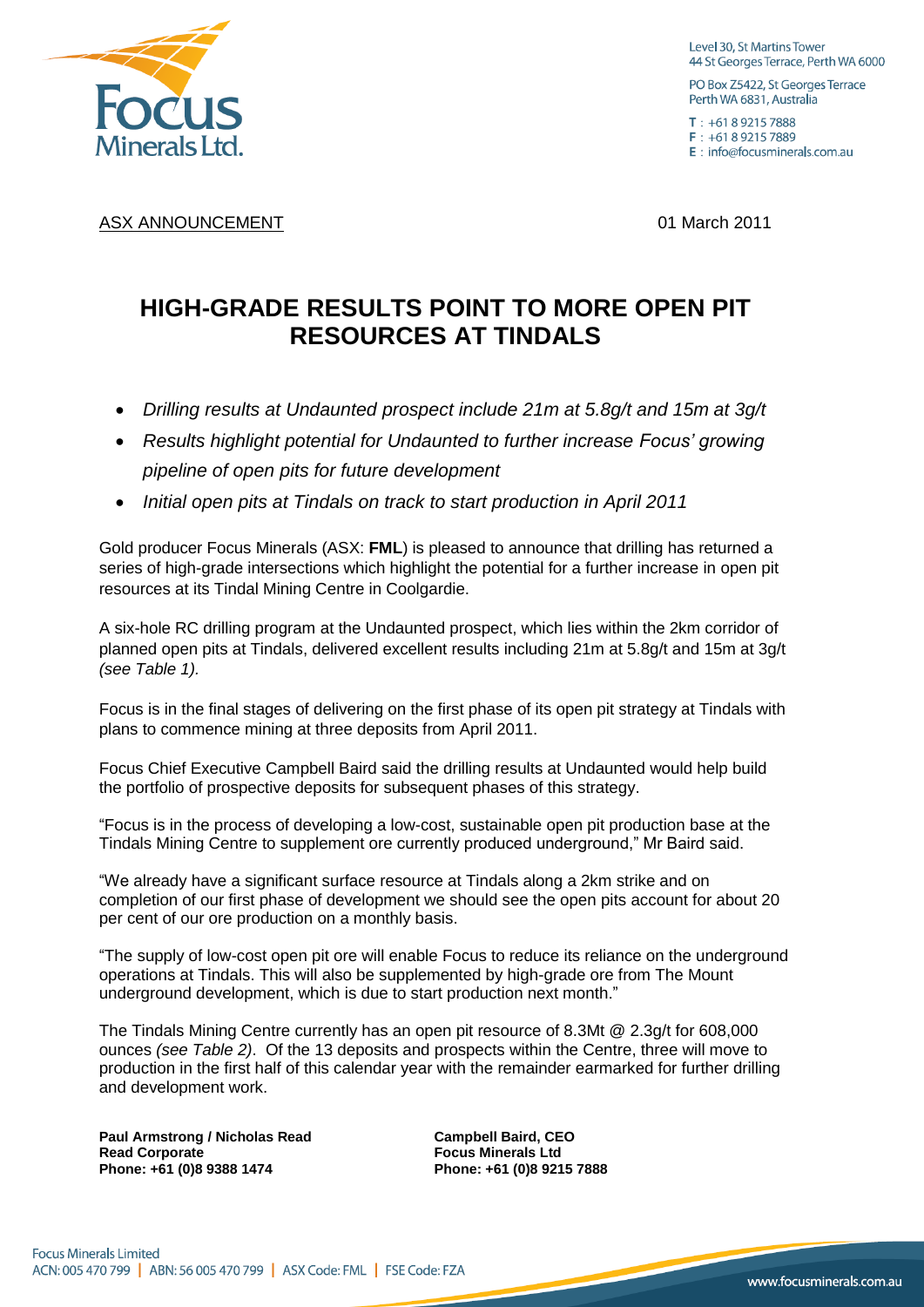Level 30, St Martins Tower
44 St Georges Terrace, Perth WA 6000

PO Box Z5422, St Georges Terrace
Perth WA 6831, Australia

T : +61 8 9215 7888
F : +61 8 9215 7889
E : info@focusminerals.com.au

ASX ANNOUNCEMENT

01 March 2011

# HIGH-GRADE RESULTS POINT TO MORE OPEN PIT RESOURCES AT TINDALS

- *Drilling results at Undaunted prospect include 21m at 5.8g/t and 15m at 3g/t*
- *Results highlight potential for Undaunted to further increase Focus' growing pipeline of open pits for future development*
- *Initial open pits at Tindals on track to start production in April 2011*

Gold producer Focus Minerals (ASX: **FML**) is pleased to announce that drilling has returned a series of high-grade intersections which highlight the potential for a further increase in open pit resources at its Tindal Mining Centre in Coolgardie.

A six-hole RC drilling program at the Undaunted prospect, which lies within the 2km corridor of planned open pits at Tindals, delivered excellent results including 21m at 5.8g/t and 15m at 3g/t *(see Table 1).*

Focus is in the final stages of delivering on the first phase of its open pit strategy at Tindals with plans to commence mining at three deposits from April 2011.

Focus Chief Executive Campbell Baird said the drilling results at Undaunted would help build the portfolio of prospective deposits for subsequent phases of this strategy.

"Focus is in the process of developing a low-cost, sustainable open pit production base at the Tindals Mining Centre to supplement ore currently produced underground," Mr Baird said.

"We already have a significant surface resource at Tindals along a 2km strike and on completion of our first phase of development we should see the open pits account for about 20 per cent of our ore production on a monthly basis.

"The supply of low-cost open pit ore will enable Focus to reduce its reliance on the underground operations at Tindals. This will also be supplemented by high-grade ore from The Mount underground development, which is due to start production next month."

The Tindals Mining Centre currently has an open pit resource of 8.3Mt @ 2.3g/t for 608,000 ounces *(see Table 2)*. Of the 13 deposits and prospects within the Centre, three will move to production in the first half of this calendar year with the remainder earmarked for further drilling and development work.

**Paul Armstrong / Nicholas Read**
**Read Corporate**
**Phone: +61 (0)8 9388 1474**

**Campbell Baird, CEO**
**Focus Minerals Ltd**
**Phone: +61 (0)8 9215 7888**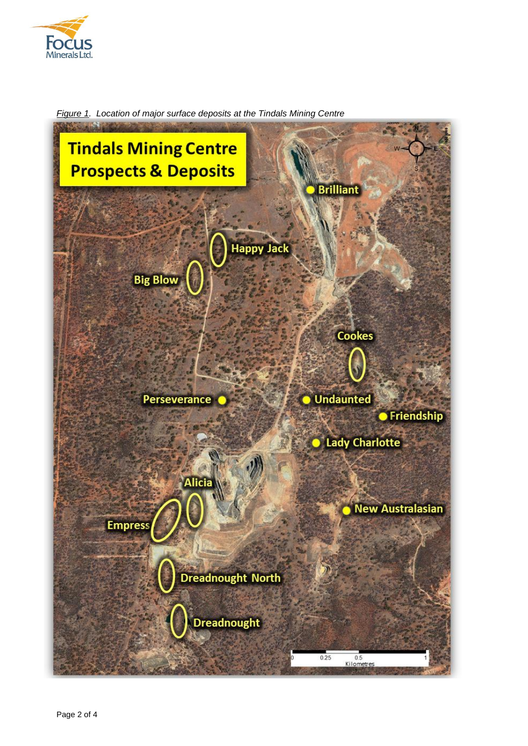*Figure 1. Location of major surface deposits at the Tindals Mining Centre*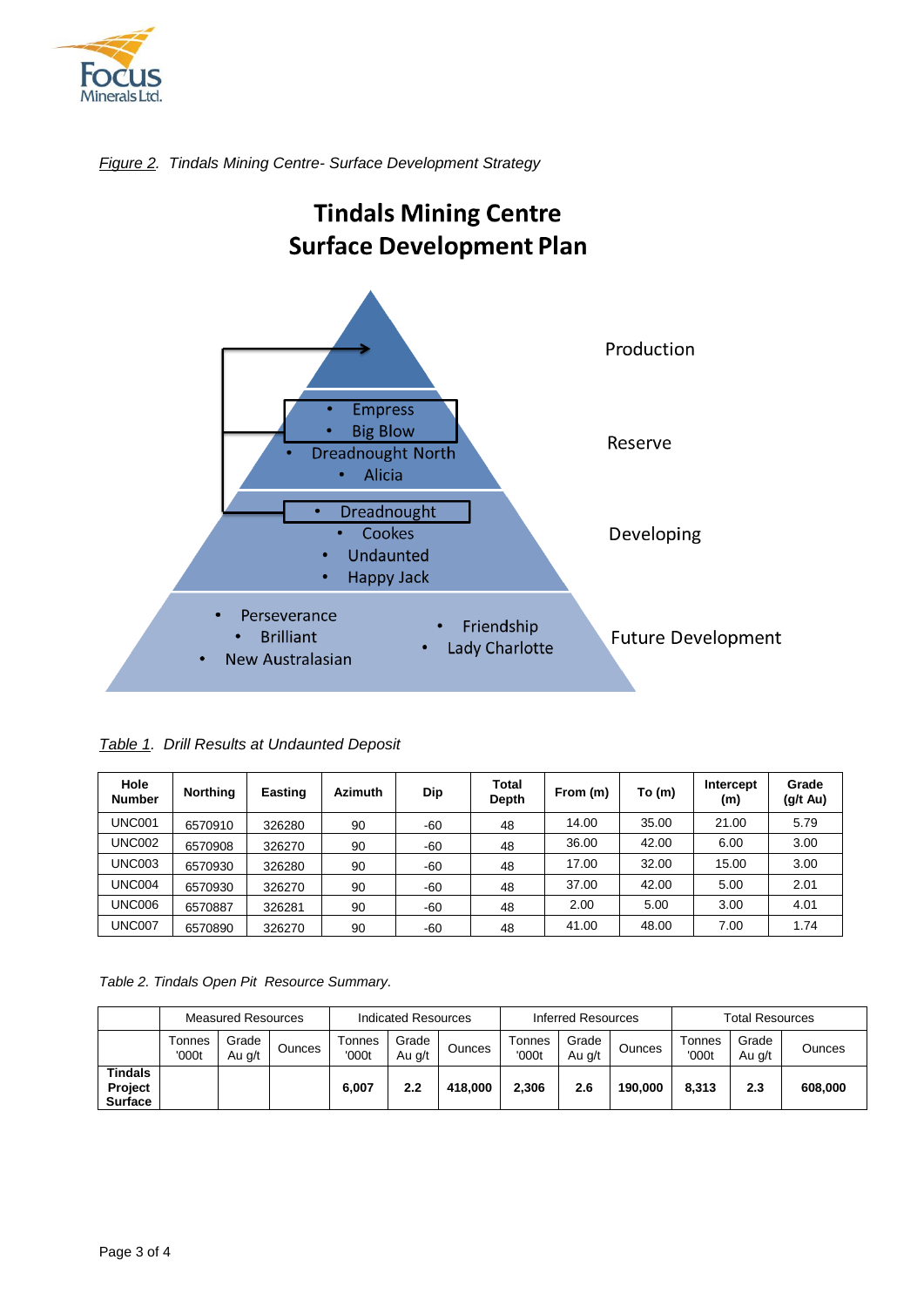*Figure 2. Tindals Mining Centre- Surface Development Strategy*

**Tindals Mining Centre**
**Surface Development Plan**

Production

Reserve
- Empress
- Big Blow
- Dreadnought North
- Alicia

Developing
- Dreadnought
- Cookes
- Undaunted
- Happy Jack

Future Development
- Perseverance
- Brilliant
- New Australasian
- Friendship
- Lady Charlotte

*Table 1. Drill Results at Undaunted Deposit*

| Hole Number | Northing | Easting | Azimuth | Dip | Total Depth | From (m) | To (m) | Intercept (m) | Grade (g/t Au) |
|---|---|---|---|---|---|---|---|---|---|
| UNC001 | 6570910 | 326280 | 90 | -60 | 48 | 14.00 | 35.00 | 21.00 | 5.79 |
| UNC002 | 6570908 | 326270 | 90 | -60 | 48 | 36.00 | 42.00 | 6.00 | 3.00 |
| UNC003 | 6570930 | 326280 | 90 | -60 | 48 | 17.00 | 32.00 | 15.00 | 3.00 |
| UNC004 | 6570930 | 326270 | 90 | -60 | 48 | 37.00 | 42.00 | 5.00 | 2.01 |
| UNC006 | 6570887 | 326281 | 90 | -60 | 48 | 2.00 | 5.00 | 3.00 | 4.01 |
| UNC007 | 6570890 | 326270 | 90 | -60 | 48 | 41.00 | 48.00 | 7.00 | 1.74 |

*Table 2. Tindals Open Pit Resource Summary.*

| | Measured Resources | | | Indicated Resources | | | Inferred Resources | | | Total Resources | | |
|---|---|---|---|---|---|---|---|---|---|---|---|---|
| | Tonnes '000t | Grade Au g/t | Ounces | Tonnes '000t | Grade Au g/t | Ounces | Tonnes '000t | Grade Au g/t | Ounces | Tonnes '000t | Grade Au g/t | Ounces |
| **Tindals Project Surface** | | | | **6,007** | **2.2** | **418,000** | **2,306** | **2.6** | **190,000** | **8,313** | **2.3** | **608,000** |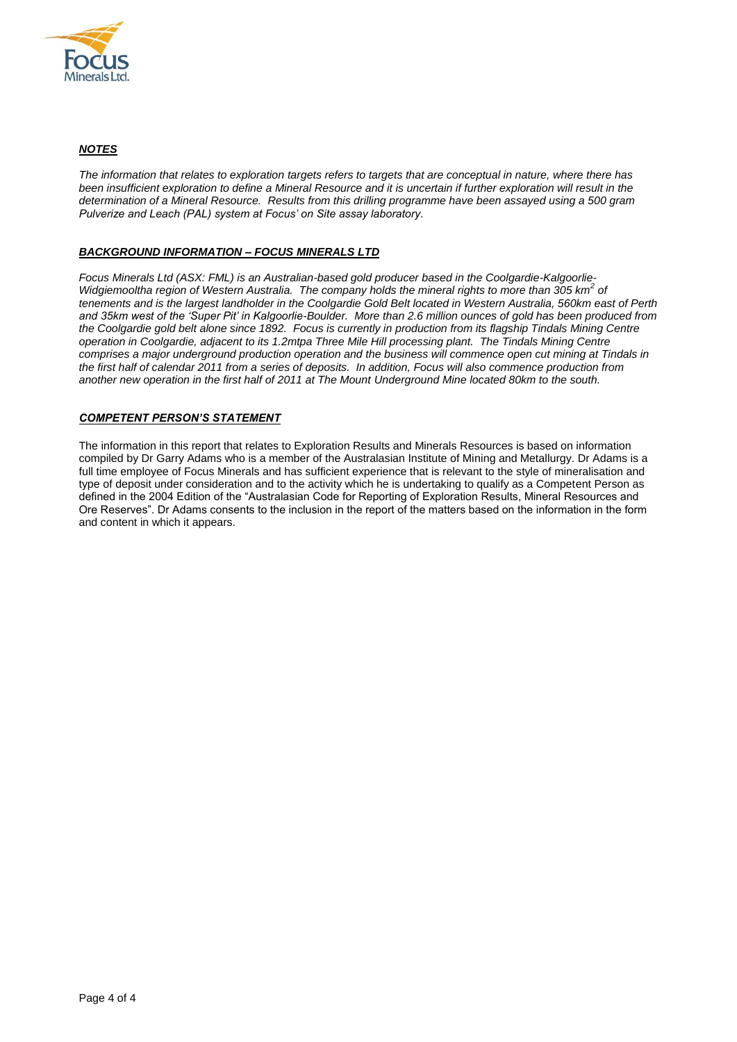## ***NOTES***

*The information that relates to exploration targets refers to targets that are conceptual in nature, where there has been insufficient exploration to define a Mineral Resource and it is uncertain if further exploration will result in the determination of a Mineral Resource. Results from this drilling programme have been assayed using a 500 gram Pulverize and Leach (PAL) system at Focus' on Site assay laboratory.*

## ***BACKGROUND INFORMATION – FOCUS MINERALS LTD***

*Focus Minerals Ltd (ASX: FML) is an Australian-based gold producer based in the Coolgardie-Kalgoorlie-Widgiemooltha region of Western Australia. The company holds the mineral rights to more than 305 km$^2$ of tenements and is the largest landholder in the Coolgardie Gold Belt located in Western Australia, 560km east of Perth and 35km west of the 'Super Pit' in Kalgoorlie-Boulder. More than 2.6 million ounces of gold has been produced from the Coolgardie gold belt alone since 1892. Focus is currently in production from its flagship Tindals Mining Centre operation in Coolgardie, adjacent to its 1.2mtpa Three Mile Hill processing plant. The Tindals Mining Centre comprises a major underground production operation and the business will commence open cut mining at Tindals in the first half of calendar 2011 from a series of deposits. In addition, Focus will also commence production from another new operation in the first half of 2011 at The Mount Underground Mine located 80km to the south.*

## ***COMPETENT PERSON'S STATEMENT***

The information in this report that relates to Exploration Results and Minerals Resources is based on information compiled by Dr Garry Adams who is a member of the Australasian Institute of Mining and Metallurgy. Dr Adams is a full time employee of Focus Minerals and has sufficient experience that is relevant to the style of mineralisation and type of deposit under consideration and to the activity which he is undertaking to qualify as a Competent Person as defined in the 2004 Edition of the "Australasian Code for Reporting of Exploration Results, Mineral Resources and Ore Reserves". Dr Adams consents to the inclusion in the report of the matters based on the information in the form and content in which it appears.